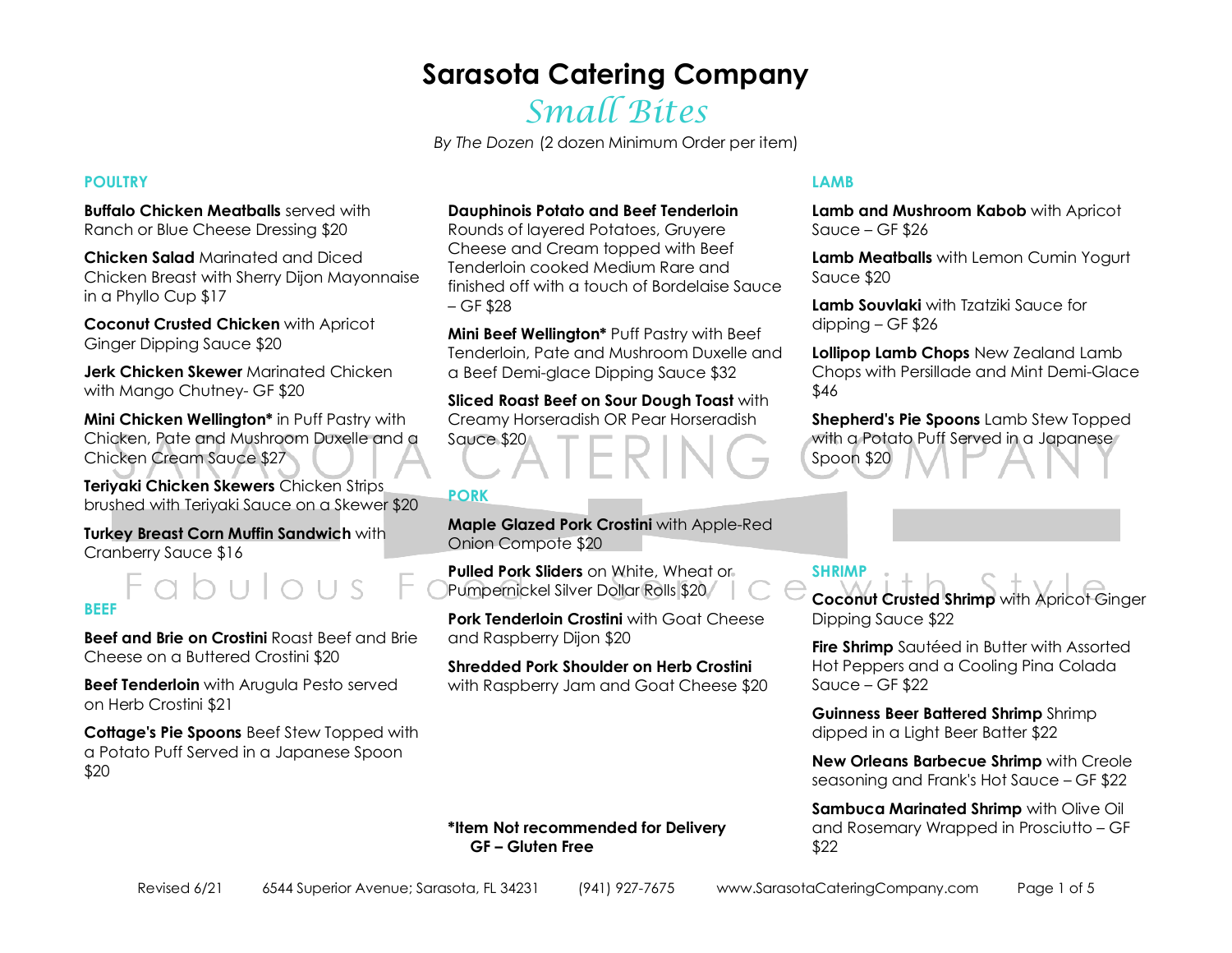# Sarasota Catering Company

## *Small Bites*

*By The Dozen* (2 dozen Minimum Order per item)

### POULTRY

**Buffalo Chicken Meatballs** served with Ranch or Blue Cheese Dressing $20

**Chicken Salad** Marinated and Diced Chicken Breast with Sherry Dijon Mayonnaise in a Phyllo Cup $17

**Coconut Crusted Chicken** with Apricot Ginger Dipping Sauce $20

**Jerk Chicken Skewer** Marinated Chicken with Mango Chutney- GF $20

**Mini Chicken Wellington*** in Puff Pastry with Chicken, Pate and Mushroom Duxelle and a Chicken Cream Sauce $27

**Teriyaki Chicken Skewers** Chicken Strips brushed with Teriyaki Sauce on a Skewer $20

**Turkey Breast Corn Muffin Sandwich** with Cranberry Sauce $16

### BEEF

**Beef and Brie on Crostini** Roast Beef and Brie Cheese on a Buttered Crostini $20

**Beef Tenderloin** with Arugula Pesto served on Herb Crostini $21

**Cottage's Pie Spoons** Beef Stew Topped with a Potato Puff Served in a Japanese Spoon $20

**Dauphinois Potato and Beef Tenderloin** Rounds of layered Potatoes, Gruyere Cheese and Cream topped with Beef Tenderloin cooked Medium Rare and finished off with a touch of Bordelaise Sauce – GF $28

**Mini Beef Wellington*** Puff Pastry with Beef Tenderloin, Pate and Mushroom Duxelle and a Beef Demi-glace Dipping Sauce $32

**Sliced Roast Beef on Sour Dough Toast** with Creamy Horseradish OR Pear Horseradish Sauce $20

### PORK

**Maple Glazed Pork Crostini** with Apple-Red Onion Compote $20

**Pulled Pork Sliders** on White, Wheat or Pumpernickel Silver Dollar Rolls $20

**Pork Tenderloin Crostini** with Goat Cheese and Raspberry Dijon $20

**Shredded Pork Shoulder on Herb Crostini** with Raspberry Jam and Goat Cheese $20

### LAMB

**Lamb and Mushroom Kabob** with Apricot Sauce – GF $26

**Lamb Meatballs** with Lemon Cumin Yogurt Sauce $20

**Lamb Souvlaki** with Tzatziki Sauce for dipping – GF $26

**Lollipop Lamb Chops** New Zealand Lamb Chops with Persillade and Mint Demi-Glace $46

**Shepherd's Pie Spoons** Lamb Stew Topped with a Potato Puff Served in a Japanese Spoon $20

### SHRIMP

**Coconut Crusted Shrimp** with Apricot Ginger Dipping Sauce $22

**Fire Shrimp** Sautéed in Butter with Assorted Hot Peppers and a Cooling Pina Colada Sauce – GF $22

**Guinness Beer Battered Shrimp** Shrimp dipped in a Light Beer Batter $22

**New Orleans Barbecue Shrimp** with Creole seasoning and Frank's Hot Sauce – GF $22

**Sambuca Marinated Shrimp** with Olive Oil and Rosemary Wrapped in Prosciutto – GF $22

**\*Item Not recommended for Delivery**
**GF – Gluten Free**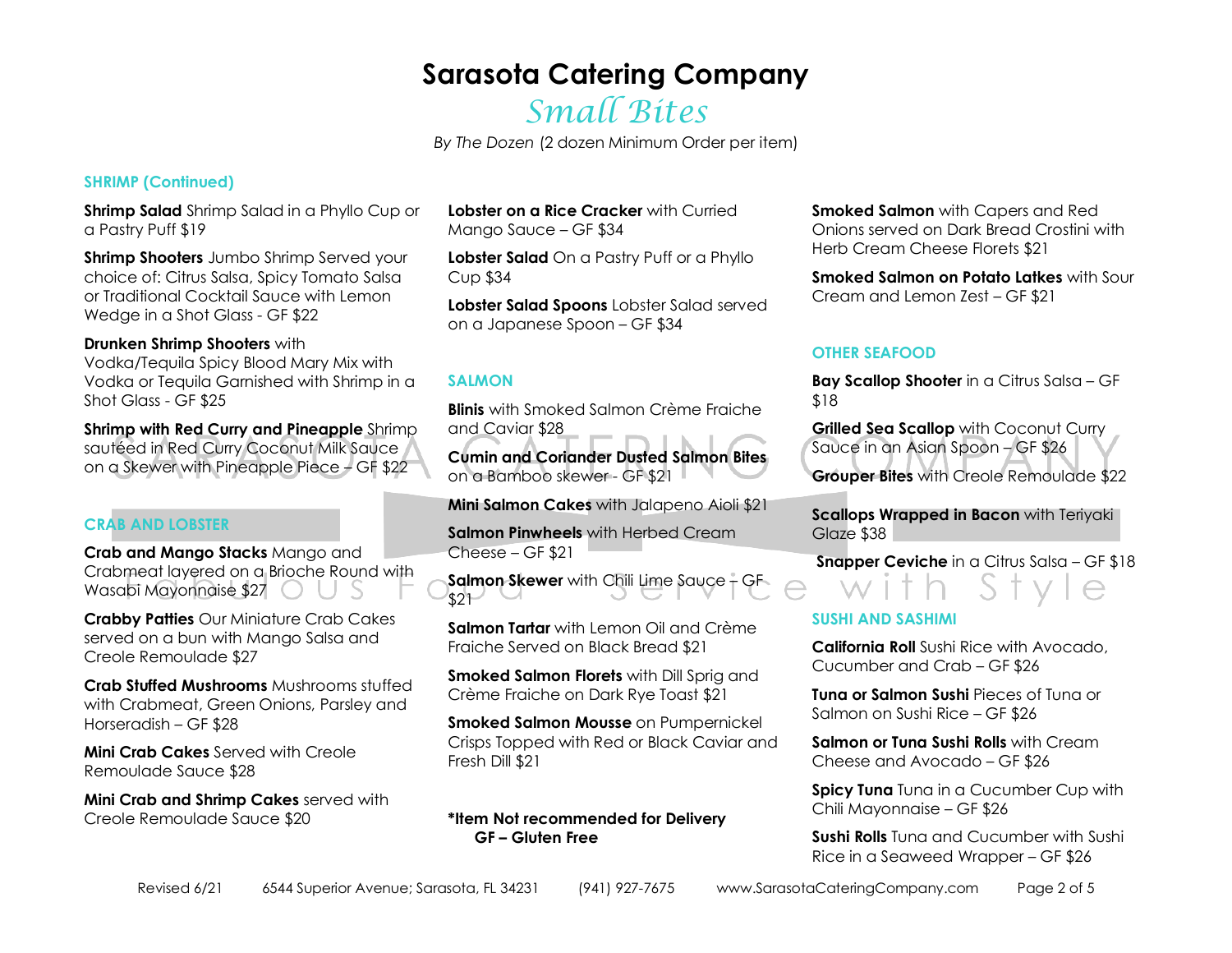# Sarasota Catering Company

## *Small Bites*

*By The Dozen* (2 dozen Minimum Order per item)

### SHRIMP (Continued)

**Shrimp Salad** Shrimp Salad in a Phyllo Cup or a Pastry Puff $19

**Shrimp Shooters** Jumbo Shrimp Served your choice of: Citrus Salsa, Spicy Tomato Salsa or Traditional Cocktail Sauce with Lemon Wedge in a Shot Glass - GF $22

**Drunken Shrimp Shooters** with Vodka/Tequila Spicy Blood Mary Mix with Vodka or Tequila Garnished with Shrimp in a Shot Glass - GF $25

**Shrimp with Red Curry and Pineapple** Shrimp sautéed in Red Curry Coconut Milk Sauce on a Skewer with Pineapple Piece – GF $22

### CRAB AND LOBSTER

**Crab and Mango Stacks** Mango and Crabmeat layered on a Brioche Round with Wasabi Mayonnaise $27

**Crabby Patties** Our Miniature Crab Cakes served on a bun with Mango Salsa and Creole Remoulade $27

**Crab Stuffed Mushrooms** Mushrooms stuffed with Crabmeat, Green Onions, Parsley and Horseradish – GF $28

**Mini Crab Cakes** Served with Creole Remoulade Sauce $28

**Mini Crab and Shrimp Cakes** served with Creole Remoulade Sauce $20

**Lobster on a Rice Cracker** with Curried Mango Sauce – GF $34

**Lobster Salad** On a Pastry Puff or a Phyllo Cup $34

**Lobster Salad Spoons** Lobster Salad served on a Japanese Spoon – GF $34

### SALMON

**Blinis** with Smoked Salmon Crème Fraiche and Caviar $28

**Cumin and Coriander Dusted Salmon Bites** on a Bamboo skewer - GF $21

**Mini Salmon Cakes** with Jalapeno Aioli $21

**Salmon Pinwheels** with Herbed Cream Cheese – GF $21

**Salmon Skewer** with Chili Lime Sauce – GF $21

**Salmon Tartar** with Lemon Oil and Crème Fraiche Served on Black Bread $21

**Smoked Salmon Florets** with Dill Sprig and Crème Fraiche on Dark Rye Toast $21

**Smoked Salmon Mousse** on Pumpernickel Crisps Topped with Red or Black Caviar and Fresh Dill $21

**Smoked Salmon** with Capers and Red Onions served on Dark Bread Crostini with Herb Cream Cheese Florets $21

**Smoked Salmon on Potato Latkes** with Sour Cream and Lemon Zest – GF $21

### OTHER SEAFOOD

**Bay Scallop Shooter** in a Citrus Salsa – GF $18

**Grilled Sea Scallop** with Coconut Curry Sauce in an Asian Spoon – GF $26

**Grouper Bites** with Creole Remoulade $22

**Scallops Wrapped in Bacon** with Teriyaki Glaze $38

**Snapper Ceviche** in a Citrus Salsa – GF $18

### SUSHI AND SASHIMI

**California Roll** Sushi Rice with Avocado, Cucumber and Crab – GF $26

**Tuna or Salmon Sushi** Pieces of Tuna or Salmon on Sushi Rice – GF $26

**Salmon or Tuna Sushi Rolls** with Cream Cheese and Avocado – GF $26

**Spicy Tuna** Tuna in a Cucumber Cup with Chili Mayonnaise – GF $26

**Sushi Rolls** Tuna and Cucumber with Sushi Rice in a Seaweed Wrapper – GF $26

**\*Item Not recommended for Delivery**
**GF – Gluten Free**

Revised 6/21 &nbsp;&nbsp; 6544 Superior Avenue; Sarasota, FL 34231 &nbsp;&nbsp; (941) 927-7675 &nbsp;&nbsp; www.SarasotaCateringCompany.com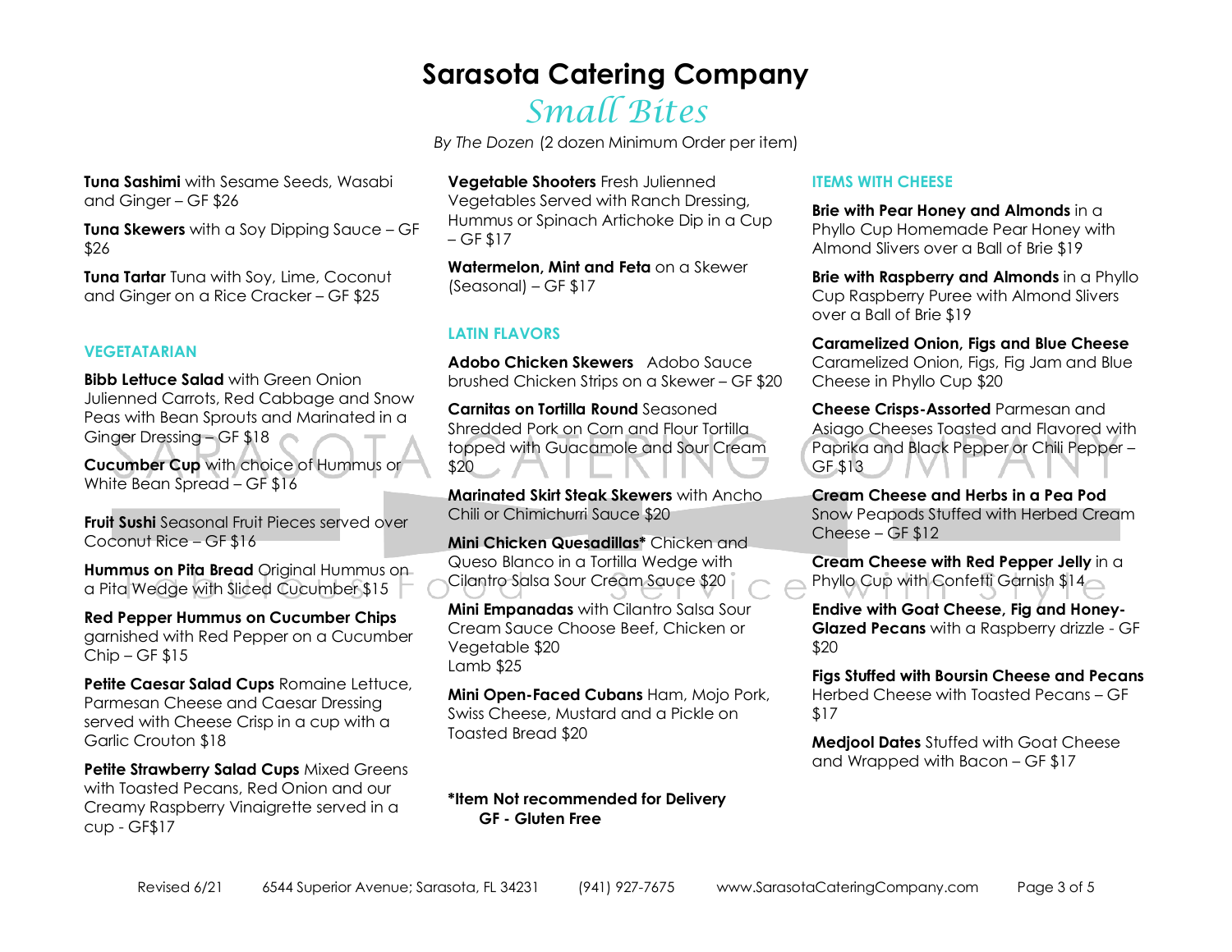# Sarasota Catering Company

## *Small Bites*

*By The Dozen* (2 dozen Minimum Order per item)

**Tuna Sashimi** with Sesame Seeds, Wasabi and Ginger – GF $26

**Tuna Skewers** with a Soy Dipping Sauce – GF $26

**Tuna Tartar** Tuna with Soy, Lime, Coconut and Ginger on a Rice Cracker – GF $25

### VEGETATARIAN

**Bibb Lettuce Salad** with Green Onion Julienned Carrots, Red Cabbage and Snow Peas with Bean Sprouts and Marinated in a Ginger Dressing – GF $18

**Cucumber Cup** with choice of Hummus or White Bean Spread – GF $16

**Fruit Sushi** Seasonal Fruit Pieces served over Coconut Rice – GF $16

**Hummus on Pita Bread** Original Hummus on a Pita Wedge with Sliced Cucumber $15

**Red Pepper Hummus on Cucumber Chips** garnished with Red Pepper on a Cucumber Chip – GF $15

**Petite Caesar Salad Cups** Romaine Lettuce, Parmesan Cheese and Caesar Dressing served with Cheese Crisp in a cup with a Garlic Crouton $18

**Petite Strawberry Salad Cups** Mixed Greens with Toasted Pecans, Red Onion and our Creamy Raspberry Vinaigrette served in a cup - GF$17

**Vegetable Shooters** Fresh Julienned Vegetables Served with Ranch Dressing, Hummus or Spinach Artichoke Dip in a Cup – GF $17

**Watermelon, Mint and Feta** on a Skewer (Seasonal) – GF $17

### LATIN FLAVORS

**Adobo Chicken Skewers** Adobo Sauce brushed Chicken Strips on a Skewer – GF $20

**Carnitas on Tortilla Round** Seasoned Shredded Pork on Corn and Flour Tortilla topped with Guacamole and Sour Cream $20

**Marinated Skirt Steak Skewers** with Ancho Chili or Chimichurri Sauce $20

**Mini Chicken Quesadillas*** Chicken and Queso Blanco in a Tortilla Wedge with Cilantro Salsa Sour Cream Sauce $20

**Mini Empanadas** with Cilantro Salsa Sour Cream Sauce Choose Beef, Chicken or Vegetable $20
Lamb $25

**Mini Open-Faced Cubans** Ham, Mojo Pork, Swiss Cheese, Mustard and a Pickle on Toasted Bread $20

**\*Item Not recommended for Delivery**
**GF - Gluten Free**

### ITEMS WITH CHEESE

**Brie with Pear Honey and Almonds** in a Phyllo Cup Homemade Pear Honey with Almond Slivers over a Ball of Brie $19

**Brie with Raspberry and Almonds** in a Phyllo Cup Raspberry Puree with Almond Slivers over a Ball of Brie $19

**Caramelized Onion, Figs and Blue Cheese** Caramelized Onion, Figs, Fig Jam and Blue Cheese in Phyllo Cup $20

**Cheese Crisps-Assorted** Parmesan and Asiago Cheeses Toasted and Flavored with Paprika and Black Pepper or Chili Pepper – GF $13

**Cream Cheese and Herbs in a Pea Pod** Snow Peapods Stuffed with Herbed Cream Cheese – GF $12

**Cream Cheese with Red Pepper Jelly** in a Phyllo Cup with Confetti Garnish $14

**Endive with Goat Cheese, Fig and Honey-Glazed Pecans** with a Raspberry drizzle - GF $20

**Figs Stuffed with Boursin Cheese and Pecans** Herbed Cheese with Toasted Pecans – GF $17

**Medjool Dates** Stuffed with Goat Cheese and Wrapped with Bacon – GF $17

Revised 6/21 6544 Superior Avenue; Sarasota, FL 34231 (941) 927-7675 www.SarasotaCateringCompany.com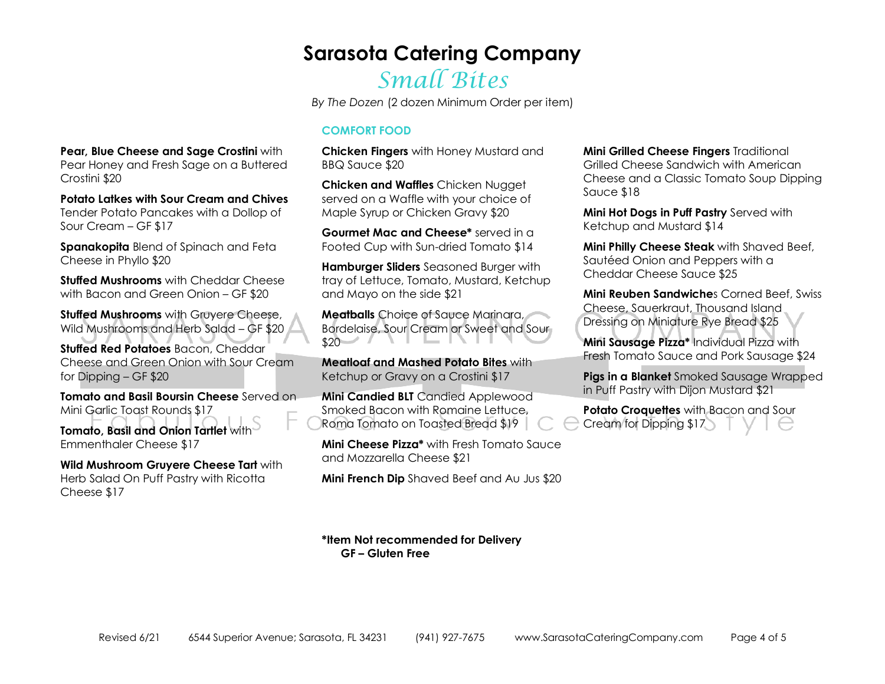# Sarasota Catering Company

## *Small Bites*

*By The Dozen* (2 dozen Minimum Order per item)

**Pear, Blue Cheese and Sage Crostini** with Pear Honey and Fresh Sage on a Buttered Crostini $20

**Potato Latkes with Sour Cream and Chives** Tender Potato Pancakes with a Dollop of Sour Cream – GF $17

**Spanakopita** Blend of Spinach and Feta Cheese in Phyllo $20

**Stuffed Mushrooms** with Cheddar Cheese with Bacon and Green Onion – GF $20

**Stuffed Mushrooms** with Gruyere Cheese, Wild Mushrooms and Herb Salad – GF $20

**Stuffed Red Potatoes** Bacon, Cheddar Cheese and Green Onion with Sour Cream for Dipping – GF $20

**Tomato and Basil Boursin Cheese** Served on Mini Garlic Toast Rounds $17

**Tomato, Basil and Onion Tartlet** with Emmenthaler Cheese $17

**Wild Mushroom Gruyere Cheese Tart** with Herb Salad On Puff Pastry with Ricotta Cheese $17

### COMFORT FOOD

**Chicken Fingers** with Honey Mustard and BBQ Sauce $20

**Chicken and Waffles** Chicken Nugget served on a Waffle with your choice of Maple Syrup or Chicken Gravy $20

**Gourmet Mac and Cheese*** served in a Footed Cup with Sun-dried Tomato $14

**Hamburger Sliders** Seasoned Burger with tray of Lettuce, Tomato, Mustard, Ketchup and Mayo on the side $21

**Meatballs** Choice of Sauce Marinara, Bordelaise, Sour Cream or Sweet and Sour $20

**Meatloaf and Mashed Potato Bites** with Ketchup or Gravy on a Crostini $17

**Mini Candied BLT** Candied Applewood Smoked Bacon with Romaine Lettuce, Roma Tomato on Toasted Bread $19

**Mini Cheese Pizza*** with Fresh Tomato Sauce and Mozzarella Cheese $21

**Mini French Dip** Shaved Beef and Au Jus $20

**Mini Grilled Cheese Fingers** Traditional Grilled Cheese Sandwich with American Cheese and a Classic Tomato Soup Dipping Sauce $18

**Mini Hot Dogs in Puff Pastry** Served with Ketchup and Mustard $14

**Mini Philly Cheese Steak** with Shaved Beef, Sautéed Onion and Peppers with a Cheddar Cheese Sauce $25

**Mini Reuben Sandwiche**s Corned Beef, Swiss Cheese, Sauerkraut, Thousand Island Dressing on Miniature Rye Bread $25

**Mini Sausage Pizza*** Individual Pizza with Fresh Tomato Sauce and Pork Sausage $24

**Pigs in a Blanket** Smoked Sausage Wrapped in Puff Pastry with Dijon Mustard $21

**Potato Croquettes** with Bacon and Sour Cream for Dipping $17

**\*Item Not recommended for Delivery**
**GF – Gluten Free**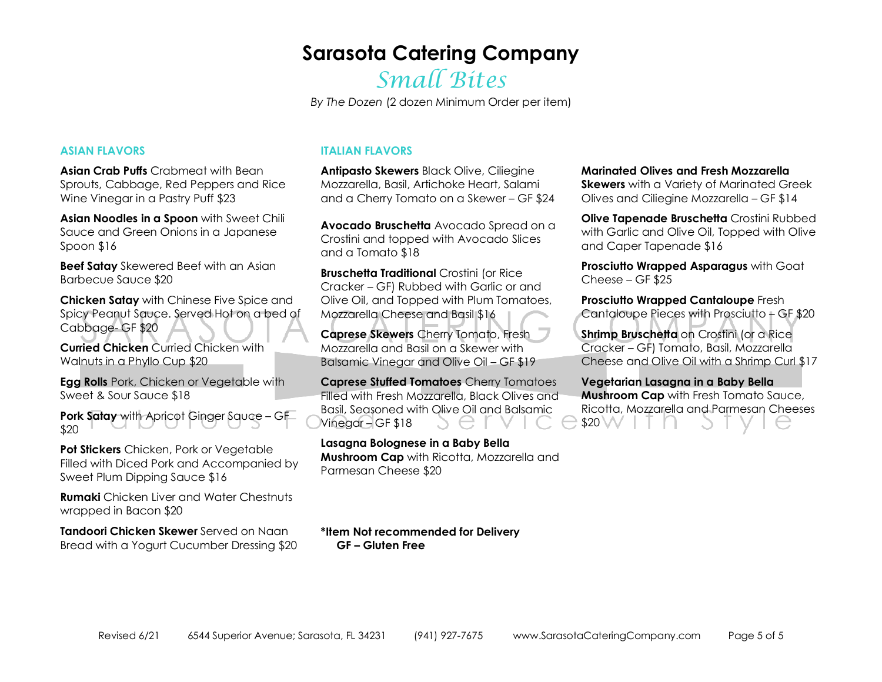# Sarasota Catering Company

## *Small Bites*

*By The Dozen* (2 dozen Minimum Order per item)

### ASIAN FLAVORS

**Asian Crab Puffs** Crabmeat with Bean Sprouts, Cabbage, Red Peppers and Rice Wine Vinegar in a Pastry Puff $23

**Asian Noodles in a Spoon** with Sweet Chili Sauce and Green Onions in a Japanese Spoon $16

**Beef Satay** Skewered Beef with an Asian Barbecue Sauce $20

**Chicken Satay** with Chinese Five Spice and Spicy Peanut Sauce. Served Hot on a bed of Cabbage- GF $20

**Curried Chicken** Curried Chicken with Walnuts in a Phyllo Cup $20

**Egg Rolls** Pork, Chicken or Vegetable with Sweet & Sour Sauce $18

**Pork Satay** with Apricot Ginger Sauce – GF $20

**Pot Stickers** Chicken, Pork or Vegetable Filled with Diced Pork and Accompanied by Sweet Plum Dipping Sauce $16

**Rumaki** Chicken Liver and Water Chestnuts wrapped in Bacon $20

**Tandoori Chicken Skewer** Served on Naan Bread with a Yogurt Cucumber Dressing $20

### ITALIAN FLAVORS

**Antipasto Skewers** Black Olive, Ciliegine Mozzarella, Basil, Artichoke Heart, Salami and a Cherry Tomato on a Skewer – GF $24

**Avocado Bruschetta** Avocado Spread on a Crostini and topped with Avocado Slices and a Tomato $18

**Bruschetta Traditional** Crostini (or Rice Cracker – GF) Rubbed with Garlic or and Olive Oil, and Topped with Plum Tomatoes, Mozzarella Cheese and Basil $16

**Caprese Skewers** Cherry Tomato, Fresh Mozzarella and Basil on a Skewer with Balsamic Vinegar and Olive Oil – GF $19

**Caprese Stuffed Tomatoes** Cherry Tomatoes Filled with Fresh Mozzarella, Black Olives and Basil, Seasoned with Olive Oil and Balsamic Vinegar – GF $18

**Lasagna Bolognese in a Baby Bella Mushroom Cap** with Ricotta, Mozzarella and Parmesan Cheese $20

**Marinated Olives and Fresh Mozzarella Skewers** with a Variety of Marinated Greek Olives and Ciliegine Mozzarella – GF $14

**Olive Tapenade Bruschetta** Crostini Rubbed with Garlic and Olive Oil, Topped with Olive and Caper Tapenade $16

**Prosciutto Wrapped Asparagus** with Goat Cheese – GF $25

**Prosciutto Wrapped Cantaloupe** Fresh Cantaloupe Pieces with Prosciutto – GF $20

**Shrimp Bruschetta** on Crostini (or a Rice Cracker – GF) Tomato, Basil, Mozzarella Cheese and Olive Oil with a Shrimp Curl $17

**Vegetarian Lasagna in a Baby Bella Mushroom Cap** with Fresh Tomato Sauce, Ricotta, Mozzarella and Parmesan Cheeses $20

**\*Item Not recommended for Delivery**
**GF – Gluten Free**

Revised 6/21 6544 Superior Avenue; Sarasota, FL 34231 (941) 927-7675 www.SarasotaCateringCompany.com